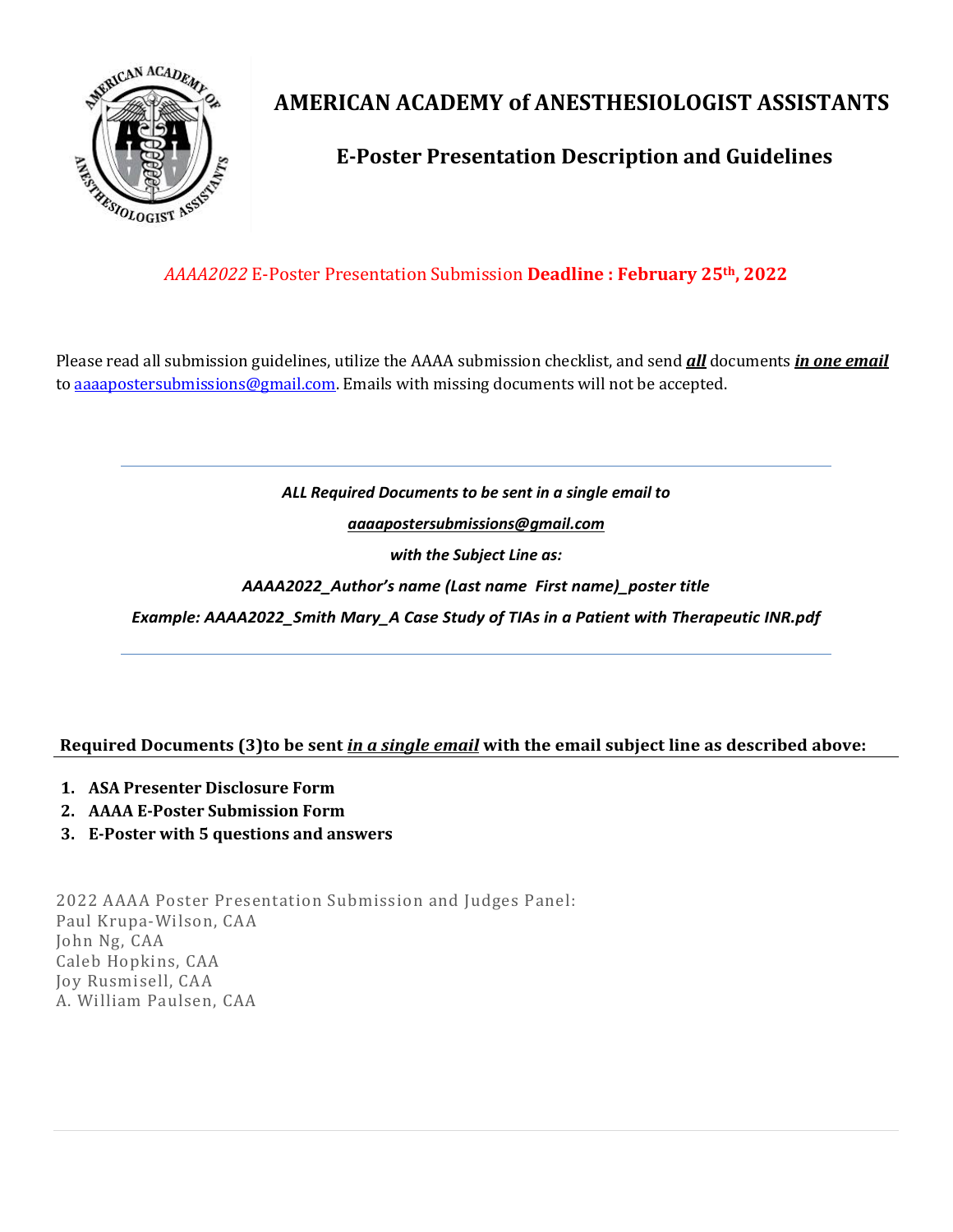# AMERICAN ACADEMY of ANESTHESIOLOGIST ASSISTANTS

## E-Poster Presentation Description and Guidelines

*AAAA2022* E-Poster Presentation Submission **Deadline : February 25th, 2022**

Please read all submission guidelines, utilize the AAAA submission checklist, and send ***all*** documents ***in one email*** to aaaapostersubmissions@gmail.com. Emails with missing documents will not be accepted.

---

***ALL Required Documents to be sent in a single email to***

***aaaapostersubmissions@gmail.com***

***with the Subject Line as:***

***AAAA2022_Author's name (Last name First name)_poster title***

***Example: AAAA2022_Smith Mary_A Case Study of TIAs in a Patient with Therapeutic INR.pdf***

---

**Required Documents (3)to be sent *in a single email* with the email subject line as described above:**

1. **ASA Presenter Disclosure Form**
2. **AAAA E-Poster Submission Form**
3. **E-Poster with 5 questions and answers**

2022 AAAA Poster Presentation Submission and Judges Panel:
Paul Krupa-Wilson, CAA
John Ng, CAA
Caleb Hopkins, CAA
Joy Rusmisell, CAA
A. William Paulsen, CAA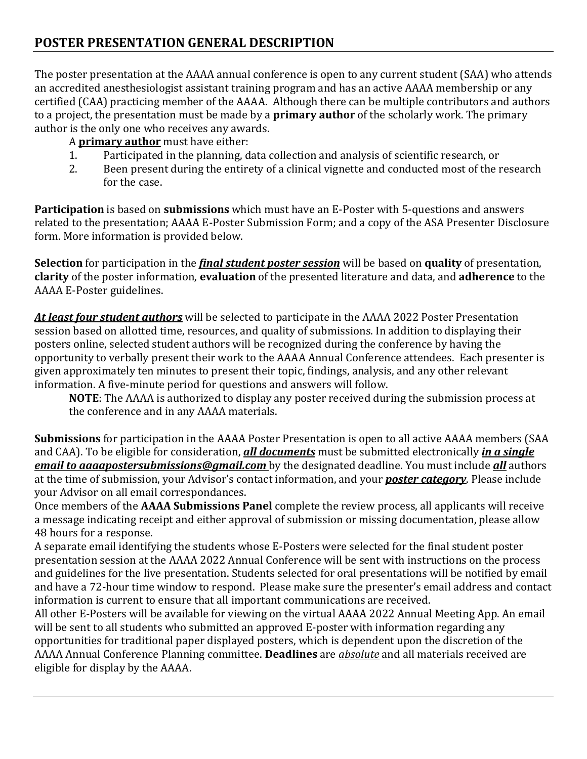## POSTER PRESENTATION GENERAL DESCRIPTION

The poster presentation at the AAAA annual conference is open to any current student (SAA) who attends an accredited anesthesiologist assistant training program and has an active AAAA membership or any certified (CAA) practicing member of the AAAA. Although there can be multiple contributors and authors to a project, the presentation must be made by a **primary author** of the scholarly work. The primary author is the only one who receives any awards.

A **primary author** must have either:

1. Participated in the planning, data collection and analysis of scientific research, or
2. Been present during the entirety of a clinical vignette and conducted most of the research for the case.

**Participation** is based on **submissions** which must have an E-Poster with 5-questions and answers related to the presentation; AAAA E-Poster Submission Form; and a copy of the ASA Presenter Disclosure form. More information is provided below.

**Selection** for participation in the ***final student poster session*** will be based on **quality** of presentation, **clarity** of the poster information, **evaluation** of the presented literature and data, and **adherence** to the AAAA E-Poster guidelines.

***At least four student authors*** will be selected to participate in the AAAA 2022 Poster Presentation session based on allotted time, resources, and quality of submissions. In addition to displaying their posters online, selected student authors will be recognized during the conference by having the opportunity to verbally present their work to the AAAA Annual Conference attendees. Each presenter is given approximately ten minutes to present their topic, findings, analysis, and any other relevant information. A five-minute period for questions and answers will follow.

> **NOTE**: The AAAA is authorized to display any poster received during the submission process at the conference and in any AAAA materials.

**Submissions** for participation in the AAAA Poster Presentation is open to all active AAAA members (SAA and CAA). To be eligible for consideration, ***all documents*** must be submitted electronically ***in a single email to aaaapostersubmissions@gmail.com*** by the designated deadline. You must include ***all*** authors at the time of submission, your Advisor's contact information, and your ***poster category***. Please include your Advisor on all email correspondances.

Once members of the **AAAA Submissions Panel** complete the review process, all applicants will receive a message indicating receipt and either approval of submission or missing documentation, please allow 48 hours for a response.

A separate email identifying the students whose E-Posters were selected for the final student poster presentation session at the AAAA 2022 Annual Conference will be sent with instructions on the process and guidelines for the live presentation. Students selected for oral presentations will be notified by email and have a 72-hour time window to respond. Please make sure the presenter's email address and contact information is current to ensure that all important communications are received.

All other E-Posters will be available for viewing on the virtual AAAA 2022 Annual Meeting App. An email will be sent to all students who submitted an approved E-poster with information regarding any opportunities for traditional paper displayed posters, which is dependent upon the discretion of the AAAA Annual Conference Planning committee. **Deadlines** are *absolute* and all materials received are eligible for display by the AAAA.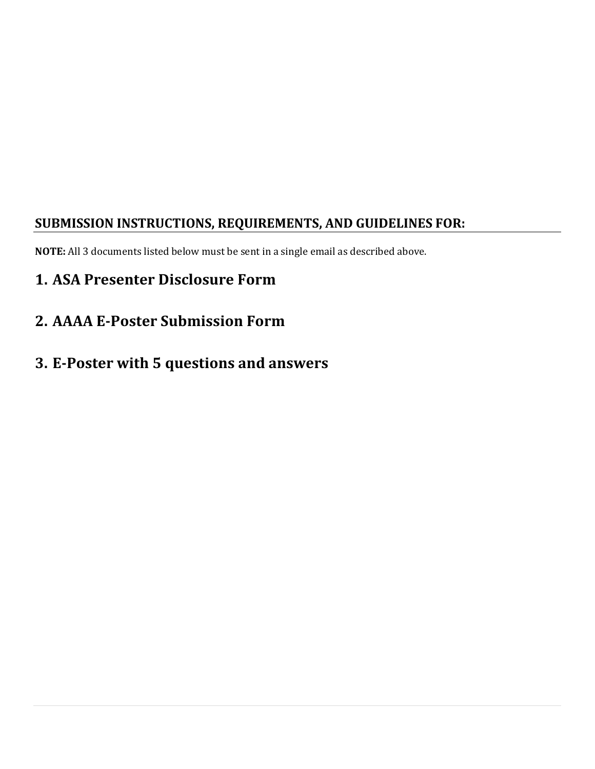## SUBMISSION INSTRUCTIONS, REQUIREMENTS, AND GUIDELINES FOR:

**NOTE:** All 3 documents listed below must be sent in a single email as described above.

# 1. ASA Presenter Disclosure Form

# 2. AAAA E-Poster Submission Form

# 3. E-Poster with 5 questions and answers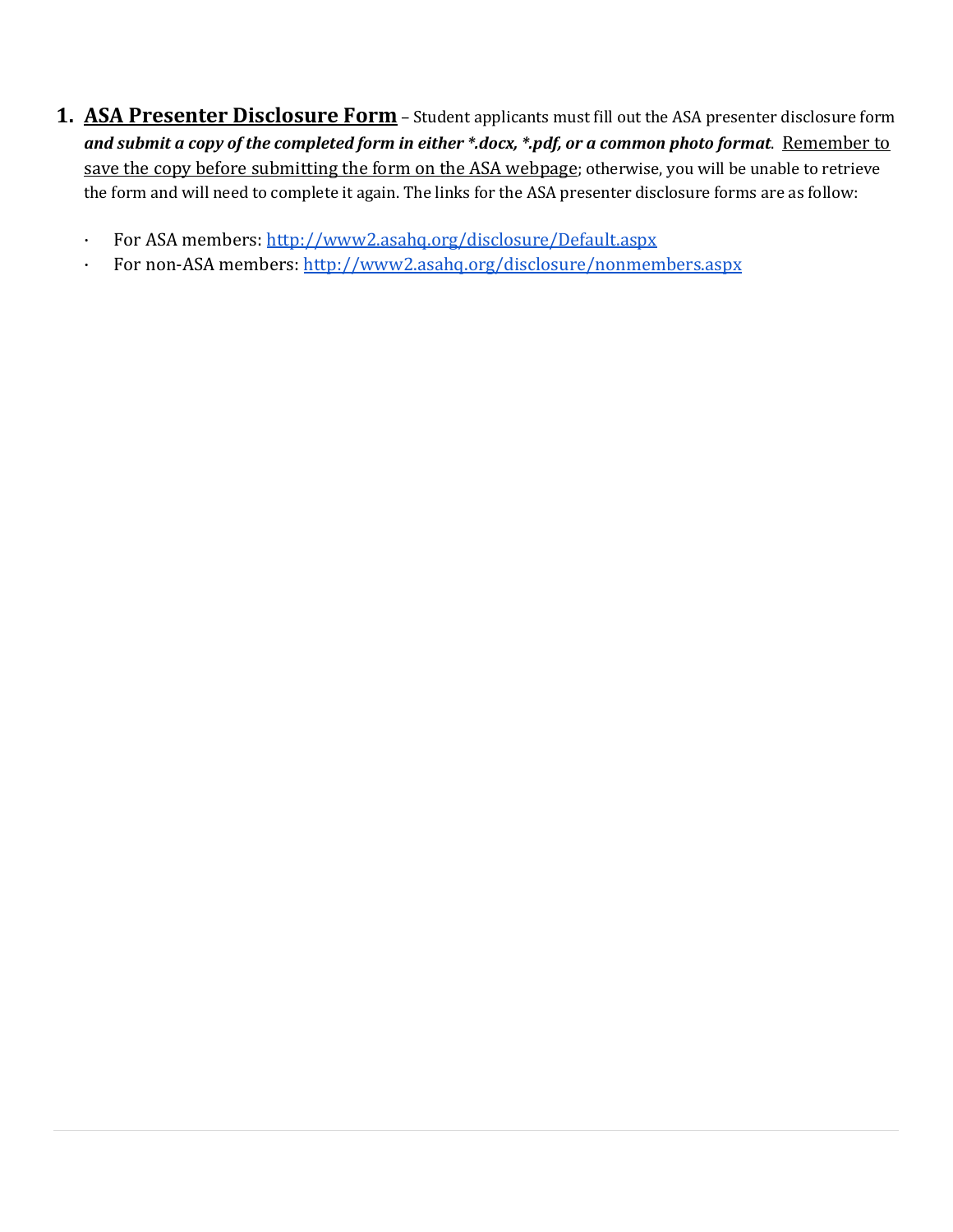1. **<u>ASA Presenter Disclosure Form</u>** – Student applicants must fill out the ASA presenter disclosure form ***and submit a copy of the completed form in either *.docx, *.pdf, or a common photo format***. <u>Remember to save the copy before submitting the form on the ASA webpage</u>; otherwise, you will be unable to retrieve the form and will need to complete it again. The links for the ASA presenter disclosure forms are as follow:

   - For ASA members: http://www2.asahq.org/disclosure/Default.aspx
   - For non-ASA members: http://www2.asahq.org/disclosure/nonmembers.aspx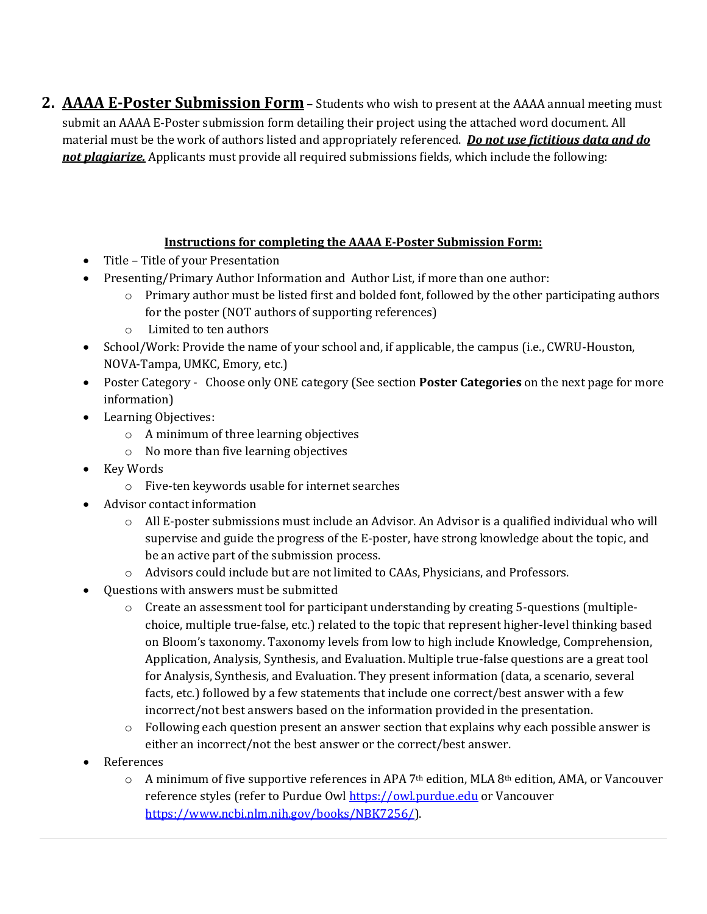2. **AAAA E-Poster Submission Form** – Students who wish to present at the AAAA annual meeting must submit an AAAA E-Poster submission form detailing their project using the attached word document. All material must be the work of authors listed and appropriately referenced. ***Do not use fictitious data and do not plagiarize.*** Applicants must provide all required submissions fields, which include the following:

**Instructions for completing the AAAA E-Poster Submission Form:**

- Title – Title of your Presentation
- Presenting/Primary Author Information and Author List, if more than one author:
  - Primary author must be listed first and bolded font, followed by the other participating authors for the poster (NOT authors of supporting references)
  - Limited to ten authors
- School/Work: Provide the name of your school and, if applicable, the campus (i.e., CWRU-Houston, NOVA-Tampa, UMKC, Emory, etc.)
- Poster Category - Choose only ONE category (See section **Poster Categories** on the next page for more information)
- Learning Objectives:
  - A minimum of three learning objectives
  - No more than five learning objectives
- Key Words
  - Five-ten keywords usable for internet searches
- Advisor contact information
  - All E-poster submissions must include an Advisor. An Advisor is a qualified individual who will supervise and guide the progress of the E-poster, have strong knowledge about the topic, and be an active part of the submission process.
  - Advisors could include but are not limited to CAAs, Physicians, and Professors.
- Questions with answers must be submitted
  - Create an assessment tool for participant understanding by creating 5-questions (multiple-choice, multiple true-false, etc.) related to the topic that represent higher-level thinking based on Bloom's taxonomy. Taxonomy levels from low to high include Knowledge, Comprehension, Application, Analysis, Synthesis, and Evaluation. Multiple true-false questions are a great tool for Analysis, Synthesis, and Evaluation. They present information (data, a scenario, several facts, etc.) followed by a few statements that include one correct/best answer with a few incorrect/not best answers based on the information provided in the presentation.
  - Following each question present an answer section that explains why each possible answer is either an incorrect/not the best answer or the correct/best answer.
- References
  - A minimum of five supportive references in APA 7th edition, MLA 8th edition, AMA, or Vancouver reference styles (refer to Purdue Owl https://owl.purdue.edu or Vancouver https://www.ncbi.nlm.nih.gov/books/NBK7256/).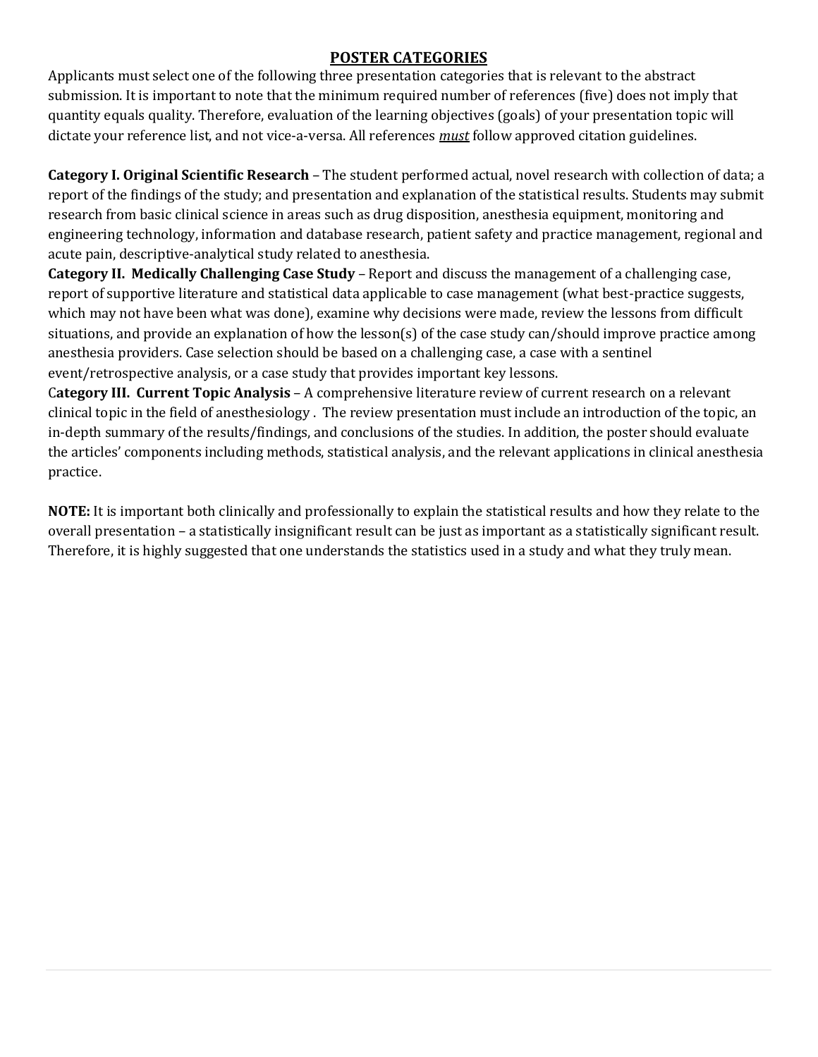## POSTER CATEGORIES

Applicants must select one of the following three presentation categories that is relevant to the abstract submission. It is important to note that the minimum required number of references (five) does not imply that quantity equals quality. Therefore, evaluation of the learning objectives (goals) of your presentation topic will dictate your reference list, and not vice-a-versa. All references *must* follow approved citation guidelines.

**Category I. Original Scientific Research** – The student performed actual, novel research with collection of data; a report of the findings of the study; and presentation and explanation of the statistical results. Students may submit research from basic clinical science in areas such as drug disposition, anesthesia equipment, monitoring and engineering technology, information and database research, patient safety and practice management, regional and acute pain, descriptive-analytical study related to anesthesia.

**Category II. Medically Challenging Case Study** – Report and discuss the management of a challenging case, report of supportive literature and statistical data applicable to case management (what best-practice suggests, which may not have been what was done), examine why decisions were made, review the lessons from difficult situations, and provide an explanation of how the lesson(s) of the case study can/should improve practice among anesthesia providers. Case selection should be based on a challenging case, a case with a sentinel event/retrospective analysis, or a case study that provides important key lessons.

C**ategory III. Current Topic Analysis** – A comprehensive literature review of current research on a relevant clinical topic in the field of anesthesiology . The review presentation must include an introduction of the topic, an in-depth summary of the results/findings, and conclusions of the studies. In addition, the poster should evaluate the articles' components including methods, statistical analysis, and the relevant applications in clinical anesthesia practice.

**NOTE:** It is important both clinically and professionally to explain the statistical results and how they relate to the overall presentation – a statistically insignificant result can be just as important as a statistically significant result. Therefore, it is highly suggested that one understands the statistics used in a study and what they truly mean.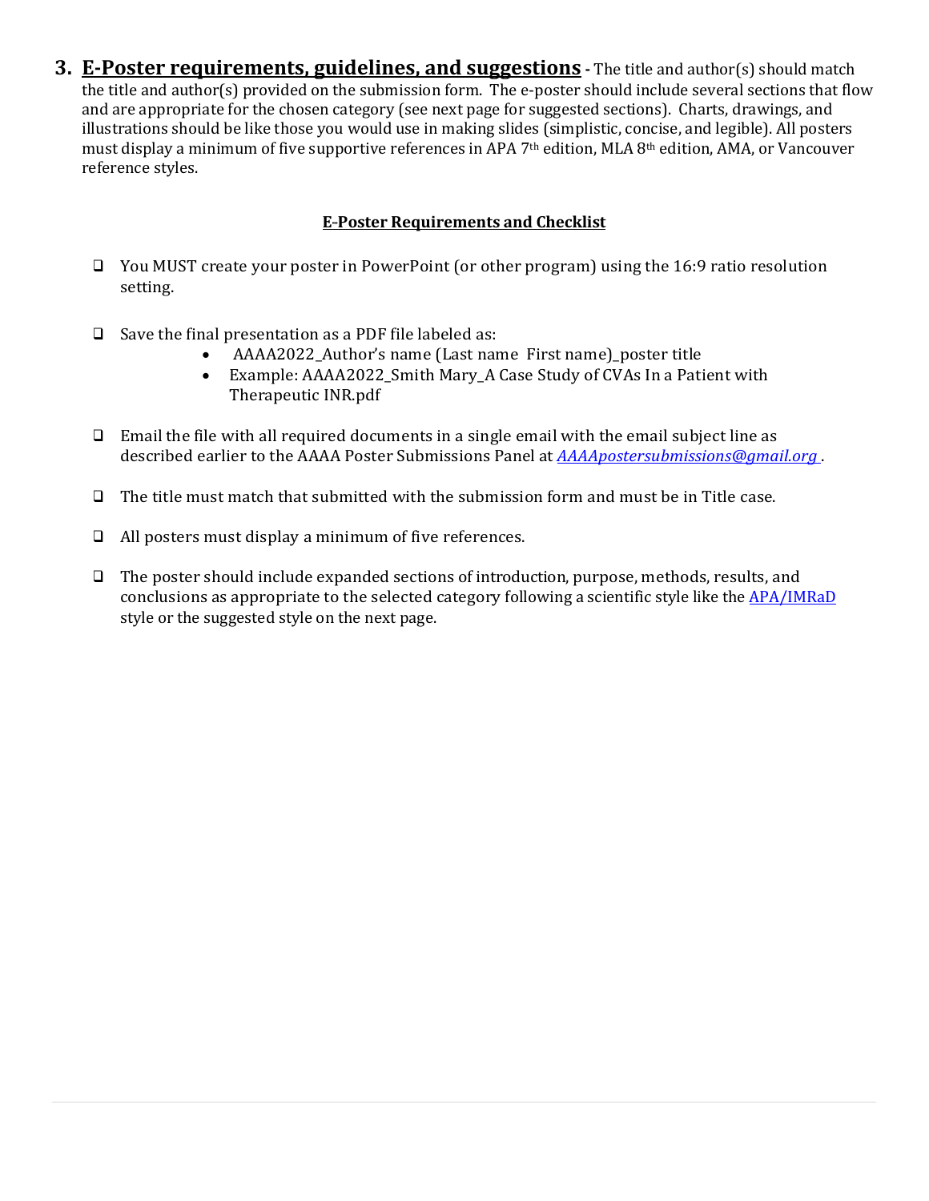3. **<u>E-Poster requirements, guidelines, and suggestions</u> -** The title and author(s) should match the title and author(s) provided on the submission form. The e-poster should include several sections that flow and are appropriate for the chosen category (see next page for suggested sections). Charts, drawings, and illustrations should be like those you would use in making slides (simplistic, concise, and legible). All posters must display a minimum of five supportive references in APA 7th edition, MLA 8th edition, AMA, or Vancouver reference styles.

**<u>E-Poster Requirements and Checklist</u>**

- ❑ You MUST create your poster in PowerPoint (or other program) using the 16:9 ratio resolution setting.

- ❑ Save the final presentation as a PDF file labeled as:
  - AAAA2022_Author's name (Last name First name)_poster title
  - Example: AAAA2022_Smith Mary_A Case Study of CVAs In a Patient with Therapeutic INR.pdf

- ❑ Email the file with all required documents in a single email with the email subject line as described earlier to the AAAA Poster Submissions Panel at *AAAApostersubmissions@gmail.org* .

- ❑ The title must match that submitted with the submission form and must be in Title case.

- ❑ All posters must display a minimum of five references.

- ❑ The poster should include expanded sections of introduction, purpose, methods, results, and conclusions as appropriate to the selected category following a scientific style like the APA/IMRaD style or the suggested style on the next page.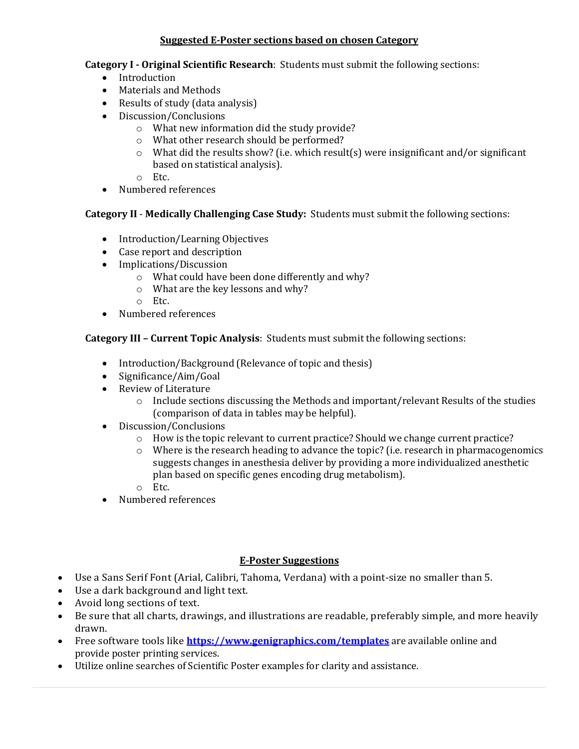## <u>Suggested E-Poster sections based on chosen Category</u>

**Category I - Original Scientific Research**: Students must submit the following sections:

- Introduction
- Materials and Methods
- Results of study (data analysis)
- Discussion/Conclusions
  - What new information did the study provide?
  - What other research should be performed?
  - What did the results show? (i.e. which result(s) were insignificant and/or significant based on statistical analysis).
  - Etc.
- Numbered references

**Category II** - **Medically Challenging Case Study:** Students must submit the following sections:

- Introduction/Learning Objectives
- Case report and description
- Implications/Discussion
  - What could have been done differently and why?
  - What are the key lessons and why?
  - Etc.
- Numbered references

**Category III – Current Topic Analysis**: Students must submit the following sections:

- Introduction/Background (Relevance of topic and thesis)
- Significance/Aim/Goal
- Review of Literature
  - Include sections discussing the Methods and important/relevant Results of the studies (comparison of data in tables may be helpful).
- Discussion/Conclusions
  - How is the topic relevant to current practice? Should we change current practice?
  - Where is the research heading to advance the topic? (i.e. research in pharmacogenomics suggests changes in anesthesia deliver by providing a more individualized anesthetic plan based on specific genes encoding drug metabolism).
  - Etc.
- Numbered references

## <u>E-Poster Suggestions</u>

- Use a Sans Serif Font (Arial, Calibri, Tahoma, Verdana) with a point-size no smaller than 5.
- Use a dark background and light text.
- Avoid long sections of text.
- Be sure that all charts, drawings, and illustrations are readable, preferably simple, and more heavily drawn.
- Free software tools like **[https://www.genigraphics.com/templates](https://www.genigraphics.com/templates)** are available online and provide poster printing services.
- Utilize online searches of Scientific Poster examples for clarity and assistance.